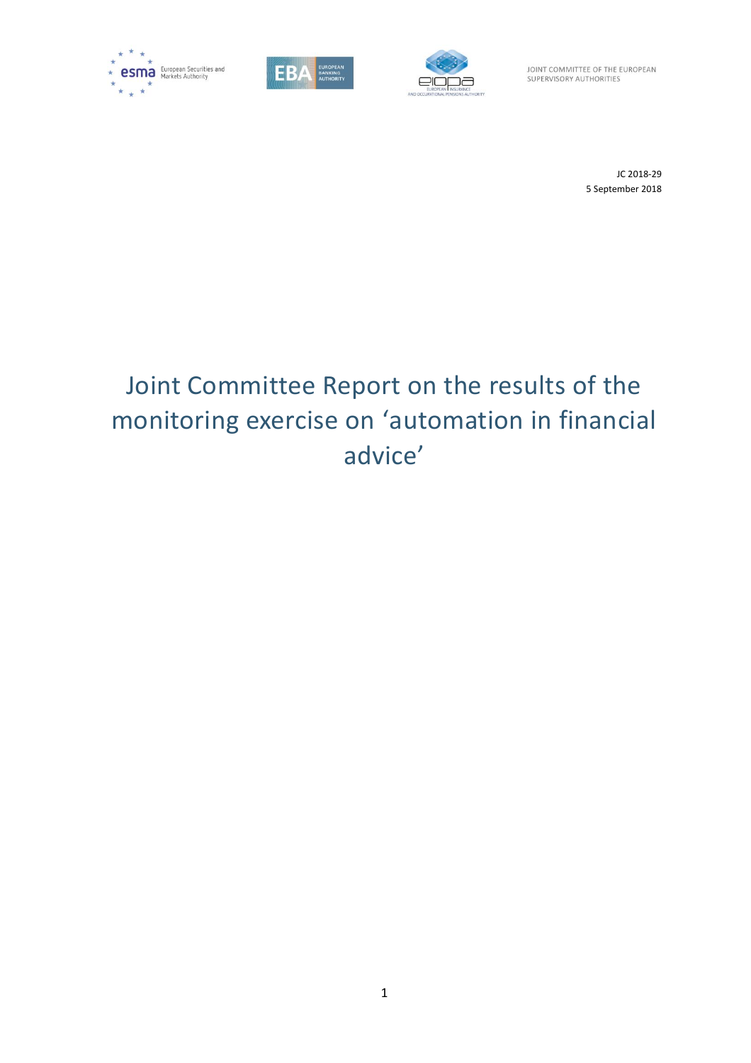JOINT COMMITTEE OF THE EUROPEAN SUPERVISORY AUTHORITIES

JC 2018-29
5 September 2018

# Joint Committee Report on the results of the monitoring exercise on 'automation in financial advice'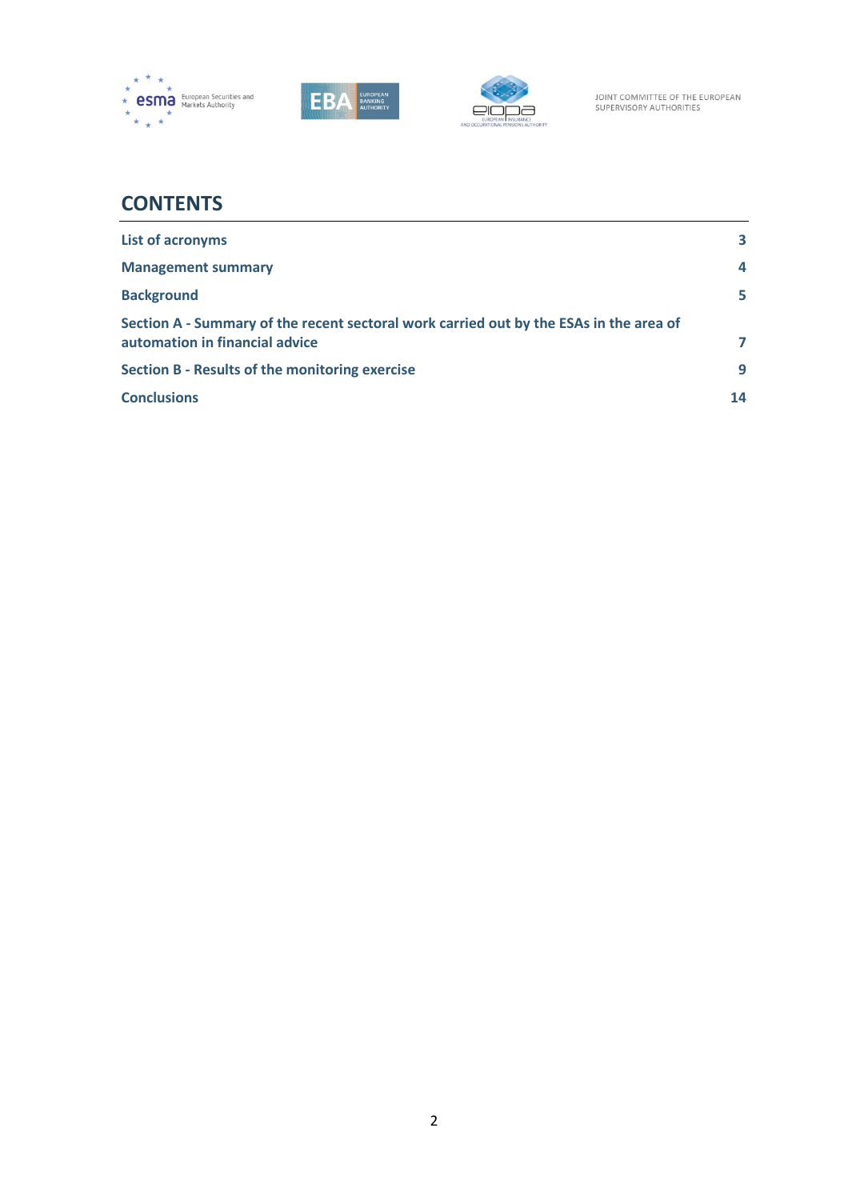## CONTENTS

| | |
|---|---|
| **List of acronyms** | **3** |
| **Management summary** | **4** |
| **Background** | **5** |
| **Section A - Summary of the recent sectoral work carried out by the ESAs in the area of automation in financial advice** | **7** |
| **Section B - Results of the monitoring exercise** | **9** |
| **Conclusions** | **14** |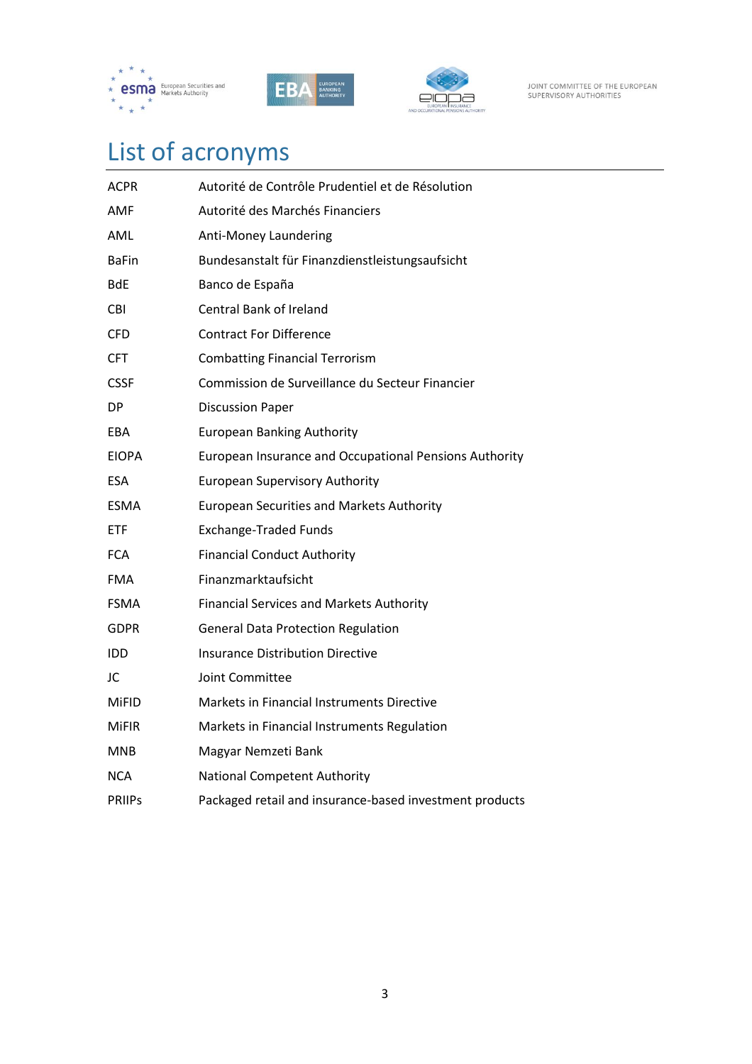# List of acronyms

| | |
|---|---|
| ACPR | Autorité de Contrôle Prudentiel et de Résolution |
| AMF | Autorité des Marchés Financiers |
| AML | Anti-Money Laundering |
| BaFin | Bundesanstalt für Finanzdienstleistungsaufsicht |
| BdE | Banco de España |
| CBI | Central Bank of Ireland |
| CFD | Contract For Difference |
| CFT | Combatting Financial Terrorism |
| CSSF | Commission de Surveillance du Secteur Financier |
| DP | Discussion Paper |
| EBA | European Banking Authority |
| EIOPA | European Insurance and Occupational Pensions Authority |
| ESA | European Supervisory Authority |
| ESMA | European Securities and Markets Authority |
| ETF | Exchange-Traded Funds |
| FCA | Financial Conduct Authority |
| FMA | Finanzmarktaufsicht |
| FSMA | Financial Services and Markets Authority |
| GDPR | General Data Protection Regulation |
| IDD | Insurance Distribution Directive |
| JC | Joint Committee |
| MiFID | Markets in Financial Instruments Directive |
| MiFIR | Markets in Financial Instruments Regulation |
| MNB | Magyar Nemzeti Bank |
| NCA | National Competent Authority |
| PRIIPs | Packaged retail and insurance-based investment products |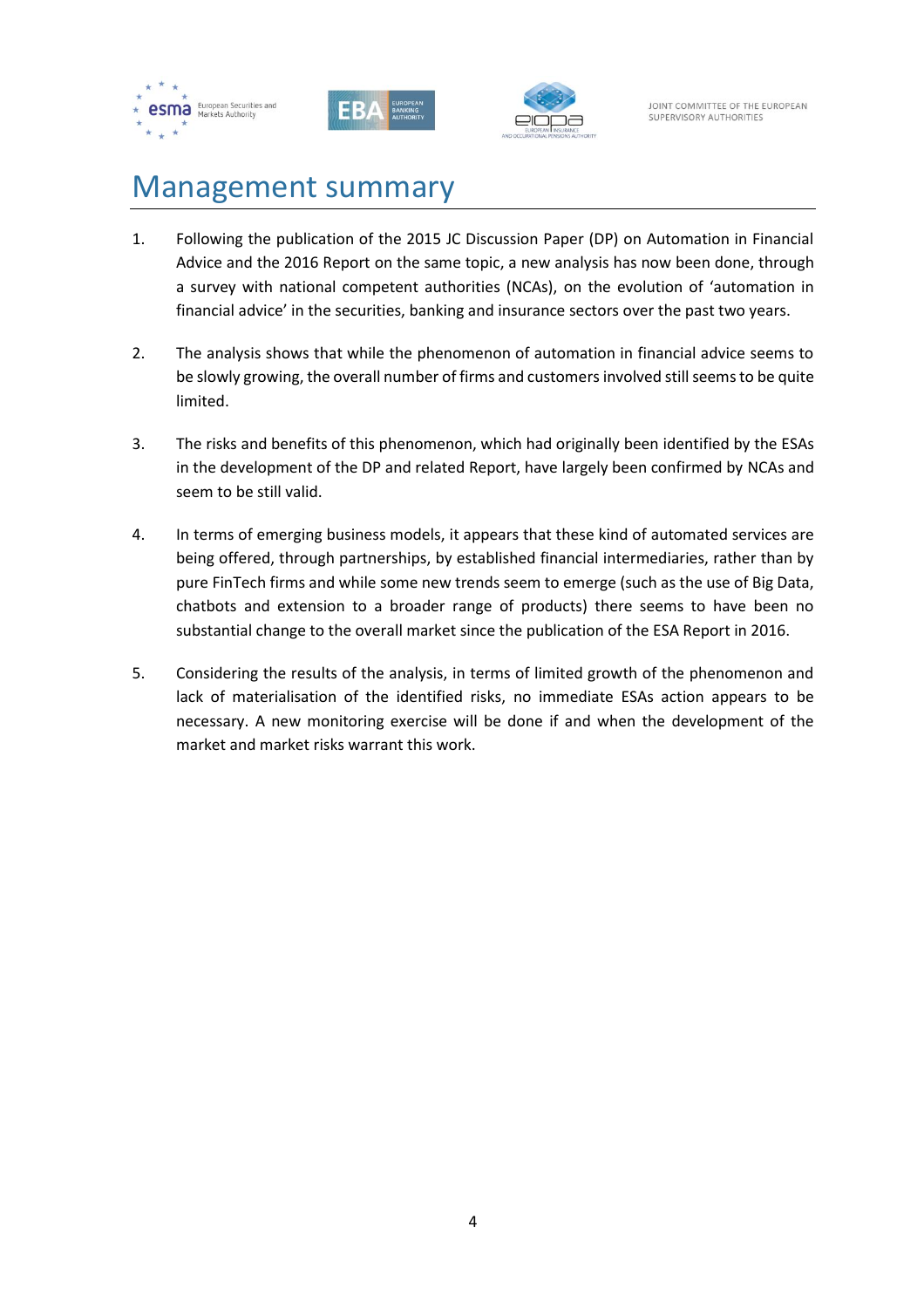# Management summary

1. Following the publication of the 2015 JC Discussion Paper (DP) on Automation in Financial Advice and the 2016 Report on the same topic, a new analysis has now been done, through a survey with national competent authorities (NCAs), on the evolution of 'automation in financial advice' in the securities, banking and insurance sectors over the past two years.

2. The analysis shows that while the phenomenon of automation in financial advice seems to be slowly growing, the overall number of firms and customers involved still seems to be quite limited.

3. The risks and benefits of this phenomenon, which had originally been identified by the ESAs in the development of the DP and related Report, have largely been confirmed by NCAs and seem to be still valid.

4. In terms of emerging business models, it appears that these kind of automated services are being offered, through partnerships, by established financial intermediaries, rather than by pure FinTech firms and while some new trends seem to emerge (such as the use of Big Data, chatbots and extension to a broader range of products) there seems to have been no substantial change to the overall market since the publication of the ESA Report in 2016.

5. Considering the results of the analysis, in terms of limited growth of the phenomenon and lack of materialisation of the identified risks, no immediate ESAs action appears to be necessary. A new monitoring exercise will be done if and when the development of the market and market risks warrant this work.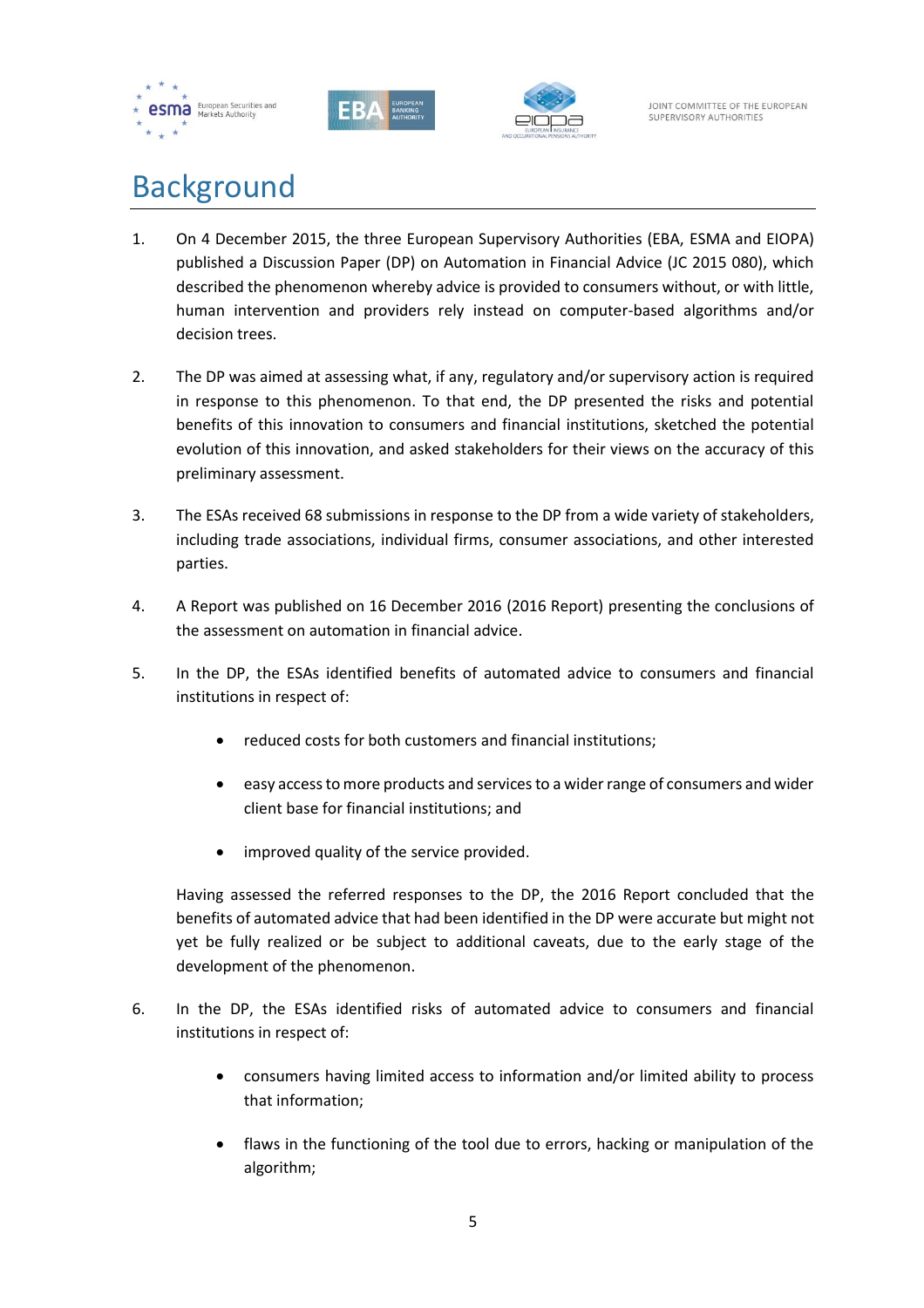# Background

1. On 4 December 2015, the three European Supervisory Authorities (EBA, ESMA and EIOPA) published a Discussion Paper (DP) on Automation in Financial Advice (JC 2015 080), which described the phenomenon whereby advice is provided to consumers without, or with little, human intervention and providers rely instead on computer-based algorithms and/or decision trees.

2. The DP was aimed at assessing what, if any, regulatory and/or supervisory action is required in response to this phenomenon. To that end, the DP presented the risks and potential benefits of this innovation to consumers and financial institutions, sketched the potential evolution of this innovation, and asked stakeholders for their views on the accuracy of this preliminary assessment.

3. The ESAs received 68 submissions in response to the DP from a wide variety of stakeholders, including trade associations, individual firms, consumer associations, and other interested parties.

4. A Report was published on 16 December 2016 (2016 Report) presenting the conclusions of the assessment on automation in financial advice.

5. In the DP, the ESAs identified benefits of automated advice to consumers and financial institutions in respect of:

   - reduced costs for both customers and financial institutions;
   - easy access to more products and services to a wider range of consumers and wider client base for financial institutions; and
   - improved quality of the service provided.

   Having assessed the referred responses to the DP, the 2016 Report concluded that the benefits of automated advice that had been identified in the DP were accurate but might not yet be fully realized or be subject to additional caveats, due to the early stage of the development of the phenomenon.

6. In the DP, the ESAs identified risks of automated advice to consumers and financial institutions in respect of:

   - consumers having limited access to information and/or limited ability to process that information;
   - flaws in the functioning of the tool due to errors, hacking or manipulation of the algorithm;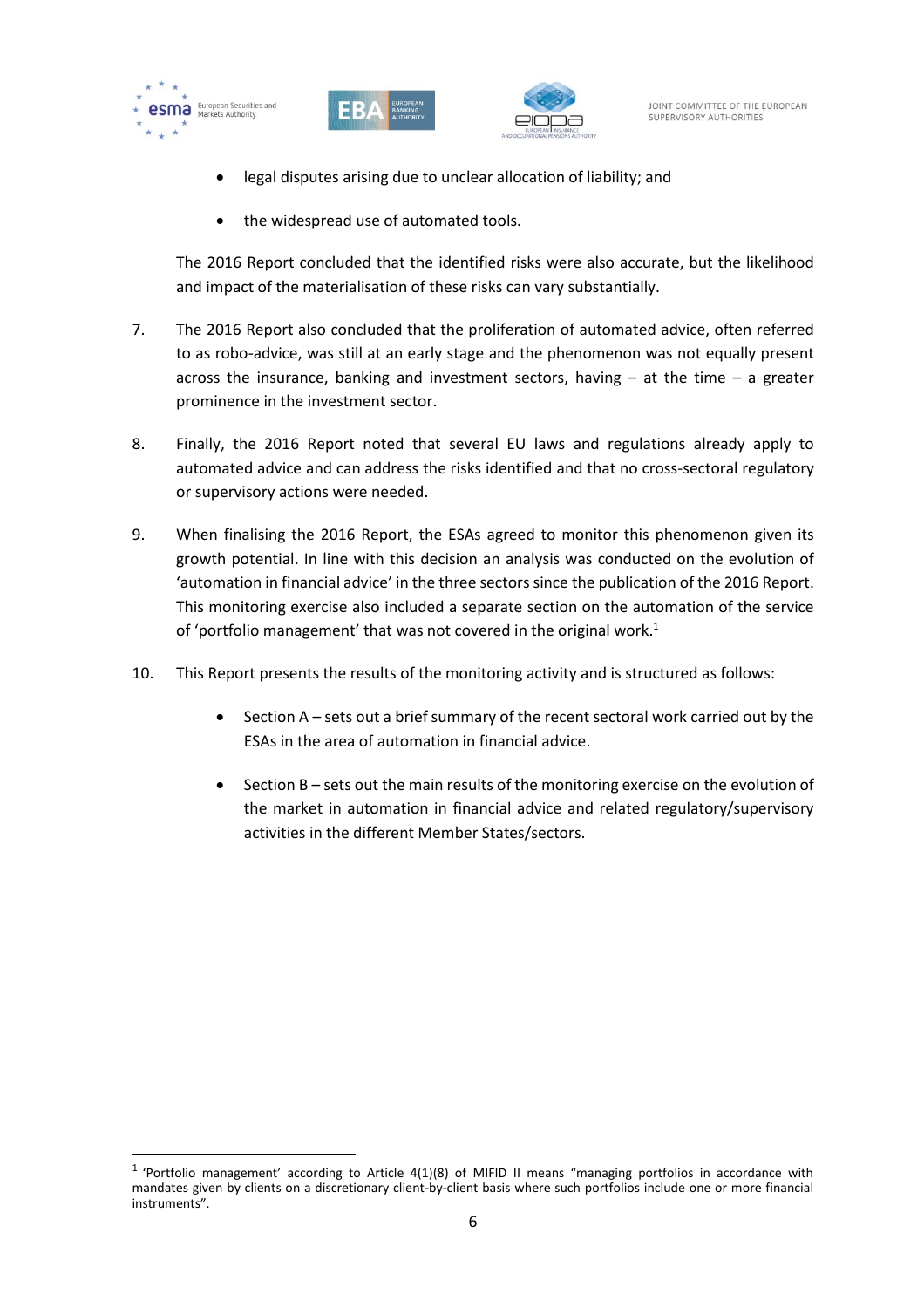- legal disputes arising due to unclear allocation of liability; and
- the widespread use of automated tools.

The 2016 Report concluded that the identified risks were also accurate, but the likelihood and impact of the materialisation of these risks can vary substantially.

7. The 2016 Report also concluded that the proliferation of automated advice, often referred to as robo-advice, was still at an early stage and the phenomenon was not equally present across the insurance, banking and investment sectors, having – at the time – a greater prominence in the investment sector.

8. Finally, the 2016 Report noted that several EU laws and regulations already apply to automated advice and can address the risks identified and that no cross-sectoral regulatory or supervisory actions were needed.

9. When finalising the 2016 Report, the ESAs agreed to monitor this phenomenon given its growth potential. In line with this decision an analysis was conducted on the evolution of 'automation in financial advice' in the three sectors since the publication of the 2016 Report. This monitoring exercise also included a separate section on the automation of the service of 'portfolio management' that was not covered in the original work.[1]

10. This Report presents the results of the monitoring activity and is structured as follows:

    - Section A – sets out a brief summary of the recent sectoral work carried out by the ESAs in the area of automation in financial advice.
    - Section B – sets out the main results of the monitoring exercise on the evolution of the market in automation in financial advice and related regulatory/supervisory activities in the different Member States/sectors.

[1] 'Portfolio management' according to Article 4(1)(8) of MIFID II means "managing portfolios in accordance with mandates given by clients on a discretionary client-by-client basis where such portfolios include one or more financial instruments".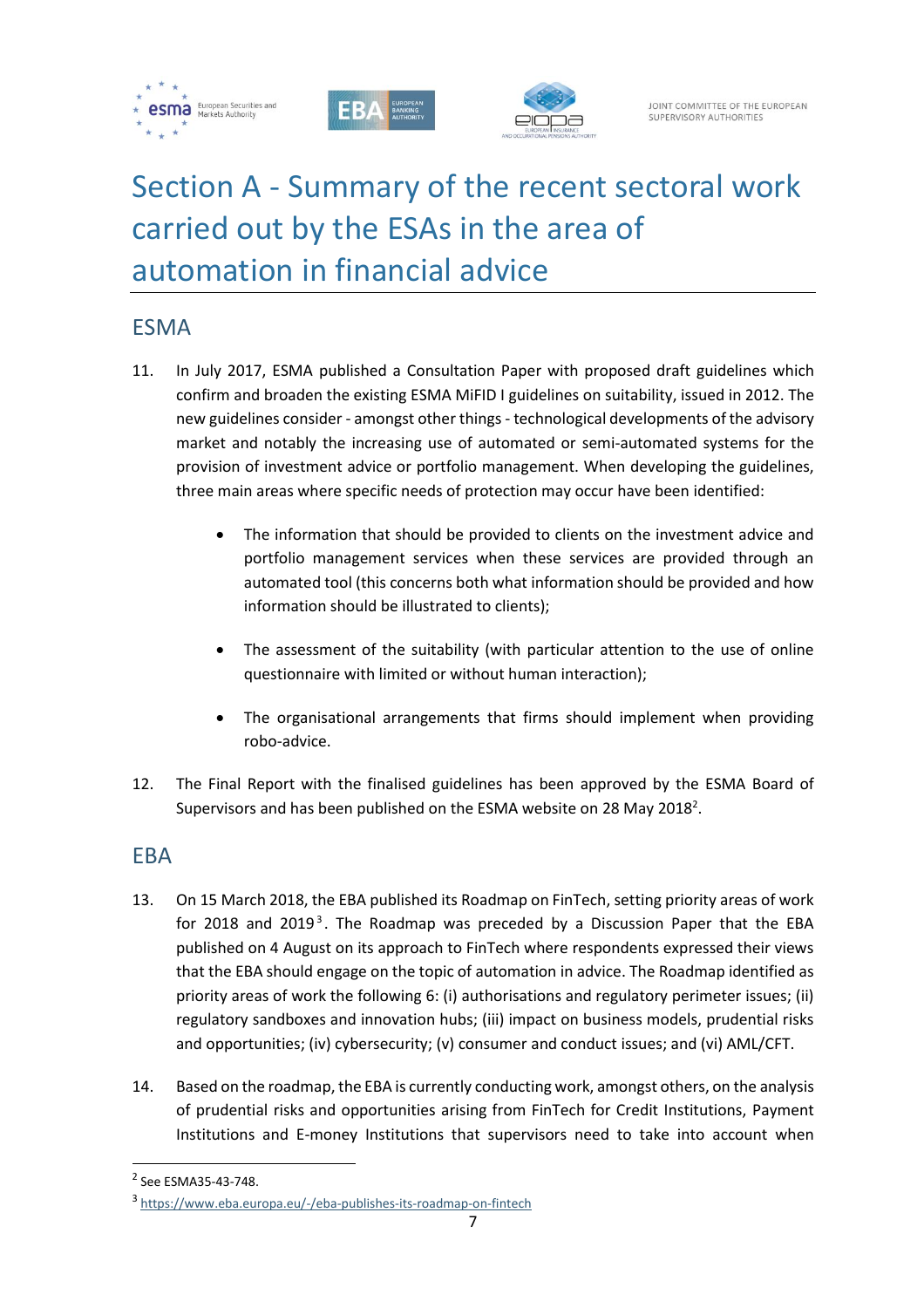# Section A - Summary of the recent sectoral work carried out by the ESAs in the area of automation in financial advice

## ESMA

11. In July 2017, ESMA published a Consultation Paper with proposed draft guidelines which confirm and broaden the existing ESMA MiFID I guidelines on suitability, issued in 2012. The new guidelines consider - amongst other things - technological developments of the advisory market and notably the increasing use of automated or semi-automated systems for the provision of investment advice or portfolio management. When developing the guidelines, three main areas where specific needs of protection may occur have been identified:

    - The information that should be provided to clients on the investment advice and portfolio management services when these services are provided through an automated tool (this concerns both what information should be provided and how information should be illustrated to clients);
    - The assessment of the suitability (with particular attention to the use of online questionnaire with limited or without human interaction);
    - The organisational arrangements that firms should implement when providing robo-advice.

12. The Final Report with the finalised guidelines has been approved by the ESMA Board of Supervisors and has been published on the ESMA website on 28 May 2018[2].

## EBA

13. On 15 March 2018, the EBA published its Roadmap on FinTech, setting priority areas of work for 2018 and 2019[3]. The Roadmap was preceded by a Discussion Paper that the EBA published on 4 August on its approach to FinTech where respondents expressed their views that the EBA should engage on the topic of automation in advice. The Roadmap identified as priority areas of work the following 6: (i) authorisations and regulatory perimeter issues; (ii) regulatory sandboxes and innovation hubs; (iii) impact on business models, prudential risks and opportunities; (iv) cybersecurity; (v) consumer and conduct issues; and (vi) AML/CFT.

14. Based on the roadmap, the EBA is currently conducting work, amongst others, on the analysis of prudential risks and opportunities arising from FinTech for Credit Institutions, Payment Institutions and E-money Institutions that supervisors need to take into account when

---

[2] See ESMA35-43-748.

[3] https://www.eba.europa.eu/-/eba-publishes-its-roadmap-on-fintech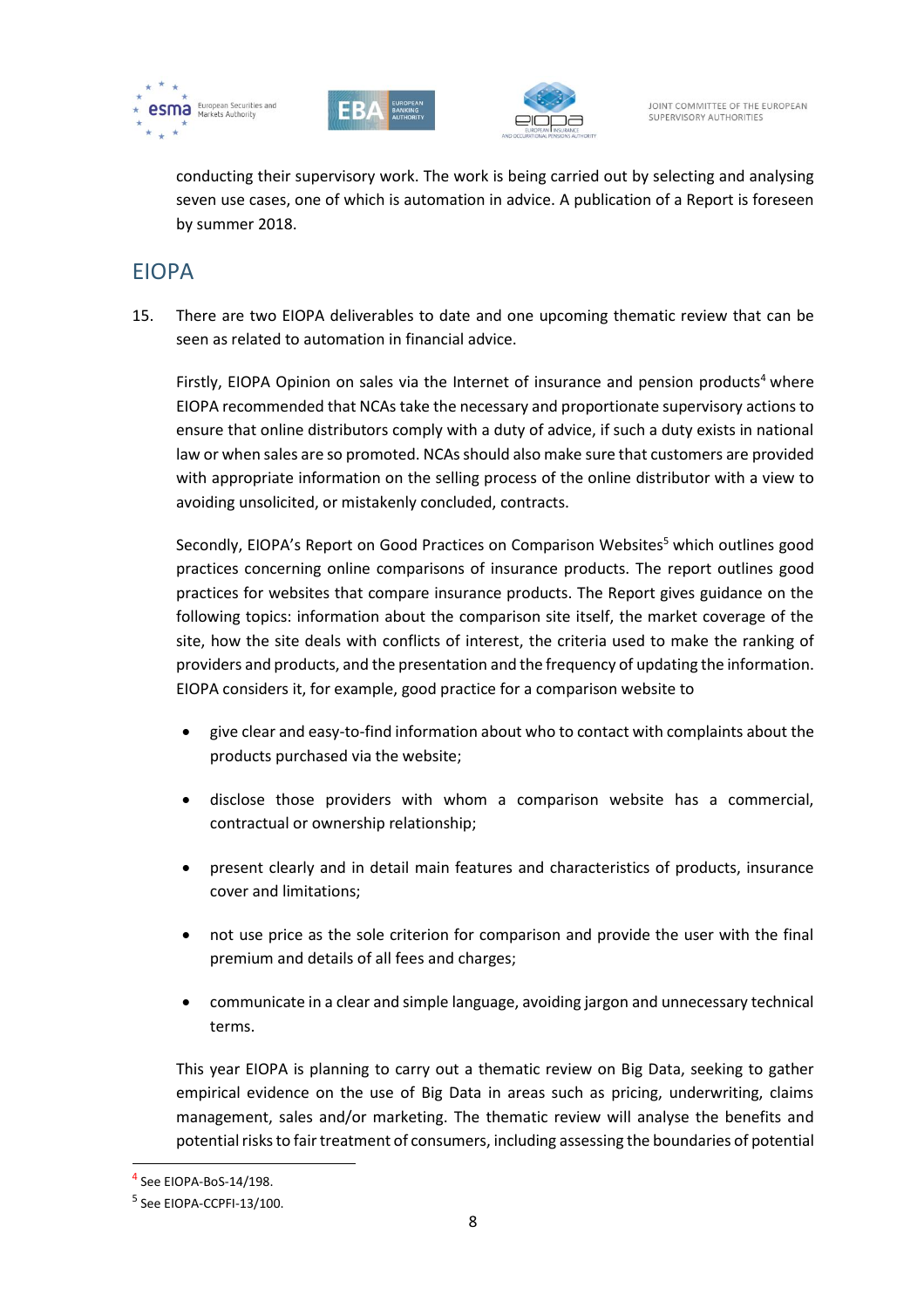conducting their supervisory work. The work is being carried out by selecting and analysing seven use cases, one of which is automation in advice. A publication of a Report is foreseen by summer 2018.

## EIOPA

15. There are two EIOPA deliverables to date and one upcoming thematic review that can be seen as related to automation in financial advice.

Firstly, EIOPA Opinion on sales via the Internet of insurance and pension products[4] where EIOPA recommended that NCAs take the necessary and proportionate supervisory actions to ensure that online distributors comply with a duty of advice, if such a duty exists in national law or when sales are so promoted. NCAs should also make sure that customers are provided with appropriate information on the selling process of the online distributor with a view to avoiding unsolicited, or mistakenly concluded, contracts.

Secondly, EIOPA's Report on Good Practices on Comparison Websites[5] which outlines good practices concerning online comparisons of insurance products. The report outlines good practices for websites that compare insurance products. The Report gives guidance on the following topics: information about the comparison site itself, the market coverage of the site, how the site deals with conflicts of interest, the criteria used to make the ranking of providers and products, and the presentation and the frequency of updating the information. EIOPA considers it, for example, good practice for a comparison website to

- give clear and easy-to-find information about who to contact with complaints about the products purchased via the website;
- disclose those providers with whom a comparison website has a commercial, contractual or ownership relationship;
- present clearly and in detail main features and characteristics of products, insurance cover and limitations;
- not use price as the sole criterion for comparison and provide the user with the final premium and details of all fees and charges;
- communicate in a clear and simple language, avoiding jargon and unnecessary technical terms.

This year EIOPA is planning to carry out a thematic review on Big Data, seeking to gather empirical evidence on the use of Big Data in areas such as pricing, underwriting, claims management, sales and/or marketing. The thematic review will analyse the benefits and potential risks to fair treatment of consumers, including assessing the boundaries of potential

---

[4] See EIOPA-BoS-14/198.

[5] See EIOPA-CCPFI-13/100.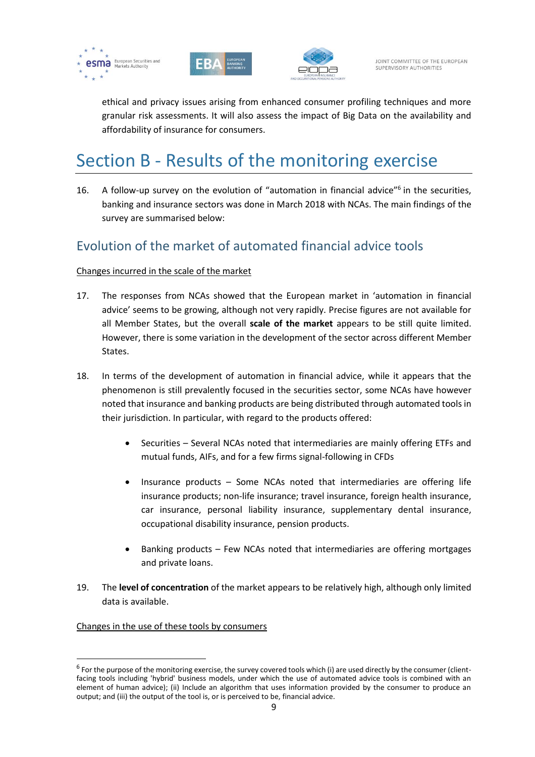ethical and privacy issues arising from enhanced consumer profiling techniques and more granular risk assessments. It will also assess the impact of Big Data on the availability and affordability of insurance for consumers.

# Section B - Results of the monitoring exercise

16. A follow-up survey on the evolution of "automation in financial advice"[6] in the securities, banking and insurance sectors was done in March 2018 with NCAs. The main findings of the survey are summarised below:

## Evolution of the market of automated financial advice tools

Changes incurred in the scale of the market

17. The responses from NCAs showed that the European market in 'automation in financial advice' seems to be growing, although not very rapidly. Precise figures are not available for all Member States, but the overall **scale of the market** appears to be still quite limited. However, there is some variation in the development of the sector across different Member States.

18. In terms of the development of automation in financial advice, while it appears that the phenomenon is still prevalently focused in the securities sector, some NCAs have however noted that insurance and banking products are being distributed through automated tools in their jurisdiction. In particular, with regard to the products offered:

    - Securities – Several NCAs noted that intermediaries are mainly offering ETFs and mutual funds, AIFs, and for a few firms signal-following in CFDs
    - Insurance products – Some NCAs noted that intermediaries are offering life insurance products; non-life insurance; travel insurance, foreign health insurance, car insurance, personal liability insurance, supplementary dental insurance, occupational disability insurance, pension products.
    - Banking products – Few NCAs noted that intermediaries are offering mortgages and private loans.

19. The **level of concentration** of the market appears to be relatively high, although only limited data is available.

Changes in the use of these tools by consumers

[6] For the purpose of the monitoring exercise, the survey covered tools which (i) are used directly by the consumer (client-facing tools including 'hybrid' business models, under which the use of automated advice tools is combined with an element of human advice); (ii) Include an algorithm that uses information provided by the consumer to produce an output; and (iii) the output of the tool is, or is perceived to be, financial advice.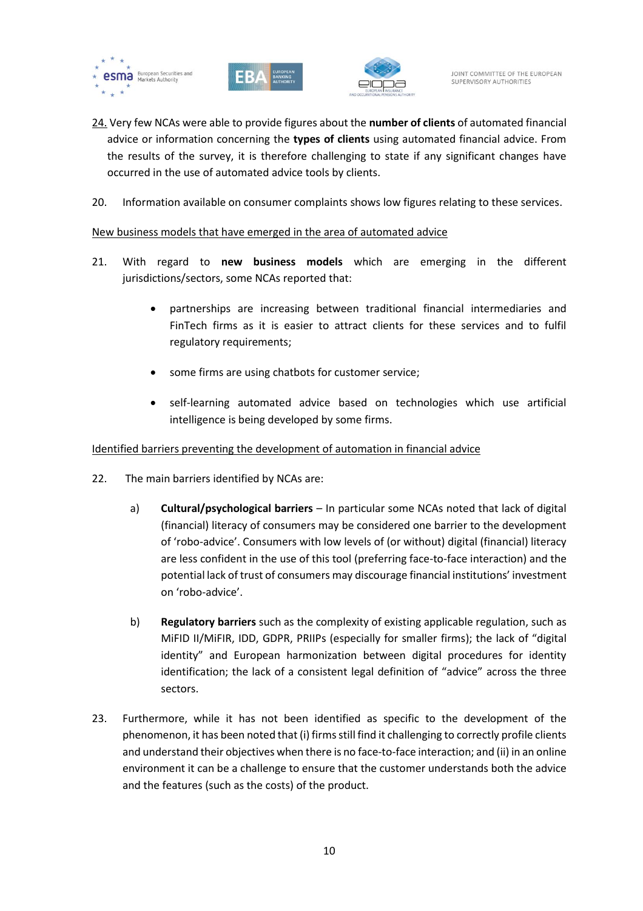24. Very few NCAs were able to provide figures about the **number of clients** of automated financial advice or information concerning the **types of clients** using automated financial advice. From the results of the survey, it is therefore challenging to state if any significant changes have occurred in the use of automated advice tools by clients.

20. Information available on consumer complaints shows low figures relating to these services.

<u>New business models that have emerged in the area of automated advice</u>

21. With regard to **new business models** which are emerging in the different jurisdictions/sectors, some NCAs reported that:

   - partnerships are increasing between traditional financial intermediaries and FinTech firms as it is easier to attract clients for these services and to fulfil regulatory requirements;
   - some firms are using chatbots for customer service;
   - self-learning automated advice based on technologies which use artificial intelligence is being developed by some firms.

<u>Identified barriers preventing the development of automation in financial advice</u>

22. The main barriers identified by NCAs are:

   a) **Cultural/psychological barriers** – In particular some NCAs noted that lack of digital (financial) literacy of consumers may be considered one barrier to the development of 'robo-advice'. Consumers with low levels of (or without) digital (financial) literacy are less confident in the use of this tool (preferring face-to-face interaction) and the potential lack of trust of consumers may discourage financial institutions' investment on 'robo-advice'.

   b) **Regulatory barriers** such as the complexity of existing applicable regulation, such as MiFID II/MiFIR, IDD, GDPR, PRIIPs (especially for smaller firms); the lack of "digital identity" and European harmonization between digital procedures for identity identification; the lack of a consistent legal definition of "advice" across the three sectors.

23. Furthermore, while it has not been identified as specific to the development of the phenomenon, it has been noted that (i) firms still find it challenging to correctly profile clients and understand their objectives when there is no face-to-face interaction; and (ii) in an online environment it can be a challenge to ensure that the customer understands both the advice and the features (such as the costs) of the product.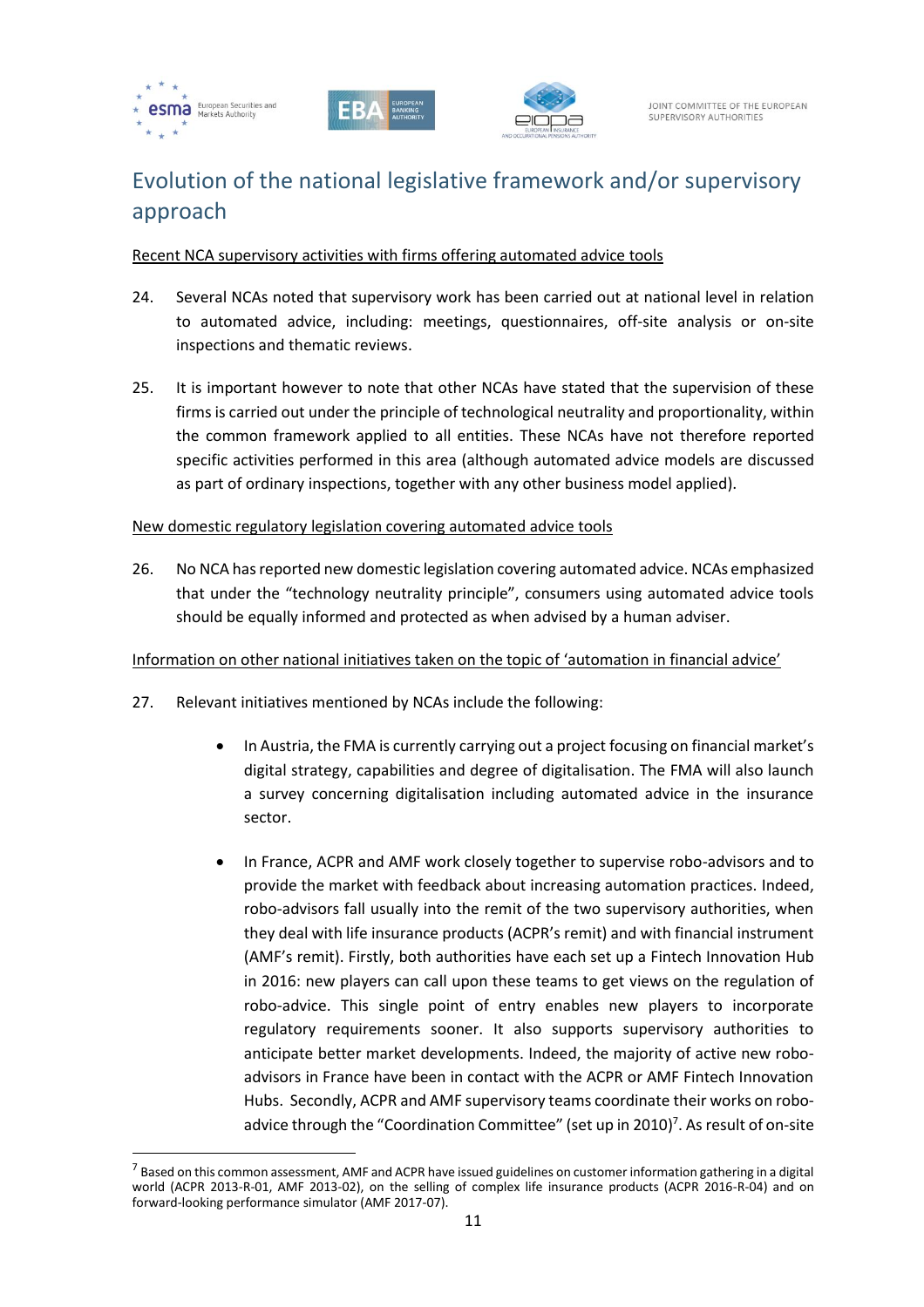## Evolution of the national legislative framework and/or supervisory approach

Recent NCA supervisory activities with firms offering automated advice tools

24. Several NCAs noted that supervisory work has been carried out at national level in relation to automated advice, including: meetings, questionnaires, off-site analysis or on-site inspections and thematic reviews.

25. It is important however to note that other NCAs have stated that the supervision of these firms is carried out under the principle of technological neutrality and proportionality, within the common framework applied to all entities. These NCAs have not therefore reported specific activities performed in this area (although automated advice models are discussed as part of ordinary inspections, together with any other business model applied).

New domestic regulatory legislation covering automated advice tools

26. No NCA has reported new domestic legislation covering automated advice. NCAs emphasized that under the "technology neutrality principle", consumers using automated advice tools should be equally informed and protected as when advised by a human adviser.

Information on other national initiatives taken on the topic of 'automation in financial advice'

27. Relevant initiatives mentioned by NCAs include the following:

    - In Austria, the FMA is currently carrying out a project focusing on financial market's digital strategy, capabilities and degree of digitalisation. The FMA will also launch a survey concerning digitalisation including automated advice in the insurance sector.

    - In France, ACPR and AMF work closely together to supervise robo-advisors and to provide the market with feedback about increasing automation practices. Indeed, robo-advisors fall usually into the remit of the two supervisory authorities, when they deal with life insurance products (ACPR's remit) and with financial instrument (AMF's remit). Firstly, both authorities have each set up a Fintech Innovation Hub in 2016: new players can call upon these teams to get views on the regulation of robo-advice. This single point of entry enables new players to incorporate regulatory requirements sooner. It also supports supervisory authorities to anticipate better market developments. Indeed, the majority of active new robo-advisors in France have been in contact with the ACPR or AMF Fintech Innovation Hubs. Secondly, ACPR and AMF supervisory teams coordinate their works on robo-advice through the "Coordination Committee" (set up in 2010)[7]. As result of on-site

[7] Based on this common assessment, AMF and ACPR have issued guidelines on customer information gathering in a digital world (ACPR 2013-R-01, AMF 2013-02), on the selling of complex life insurance products (ACPR 2016-R-04) and on forward-looking performance simulator (AMF 2017-07).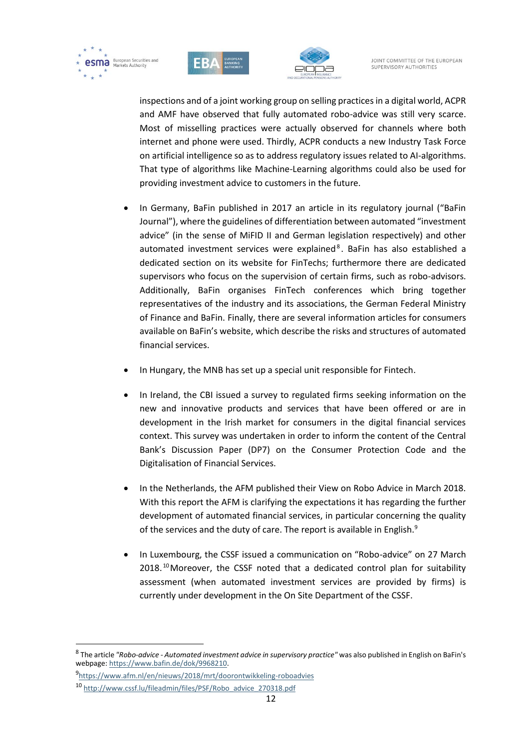inspections and of a joint working group on selling practices in a digital world, ACPR and AMF have observed that fully automated robo-advice was still very scarce. Most of misselling practices were actually observed for channels where both internet and phone were used. Thirdly, ACPR conducts a new Industry Task Force on artificial intelligence so as to address regulatory issues related to AI-algorithms. That type of algorithms like Machine-Learning algorithms could also be used for providing investment advice to customers in the future.

- In Germany, BaFin published in 2017 an article in its regulatory journal ("BaFin Journal"), where the guidelines of differentiation between automated "investment advice" (in the sense of MiFID II and German legislation respectively) and other automated investment services were explained[8]. BaFin has also established a dedicated section on its website for FinTechs; furthermore there are dedicated supervisors who focus on the supervision of certain firms, such as robo-advisors. Additionally, BaFin organises FinTech conferences which bring together representatives of the industry and its associations, the German Federal Ministry of Finance and BaFin. Finally, there are several information articles for consumers available on BaFin's website, which describe the risks and structures of automated financial services.

- In Hungary, the MNB has set up a special unit responsible for Fintech.

- In Ireland, the CBI issued a survey to regulated firms seeking information on the new and innovative products and services that have been offered or are in development in the Irish market for consumers in the digital financial services context. This survey was undertaken in order to inform the content of the Central Bank's Discussion Paper (DP7) on the Consumer Protection Code and the Digitalisation of Financial Services.

- In the Netherlands, the AFM published their View on Robo Advice in March 2018. With this report the AFM is clarifying the expectations it has regarding the further development of automated financial services, in particular concerning the quality of the services and the duty of care. The report is available in English.[9]

- In Luxembourg, the CSSF issued a communication on "Robo-advice" on 27 March 2018.[10] Moreover, the CSSF noted that a dedicated control plan for suitability assessment (when automated investment services are provided by firms) is currently under development in the On Site Department of the CSSF.

---

[8] The article *"Robo-advice - Automated investment advice in supervisory practice"* was also published in English on BaFin's webpage: https://www.bafin.de/dok/9968210.

[9] https://www.afm.nl/en/nieuws/2018/mrt/doorontwikkeling-roboadvies

[10] http://www.cssf.lu/fileadmin/files/PSF/Robo_advice_270318.pdf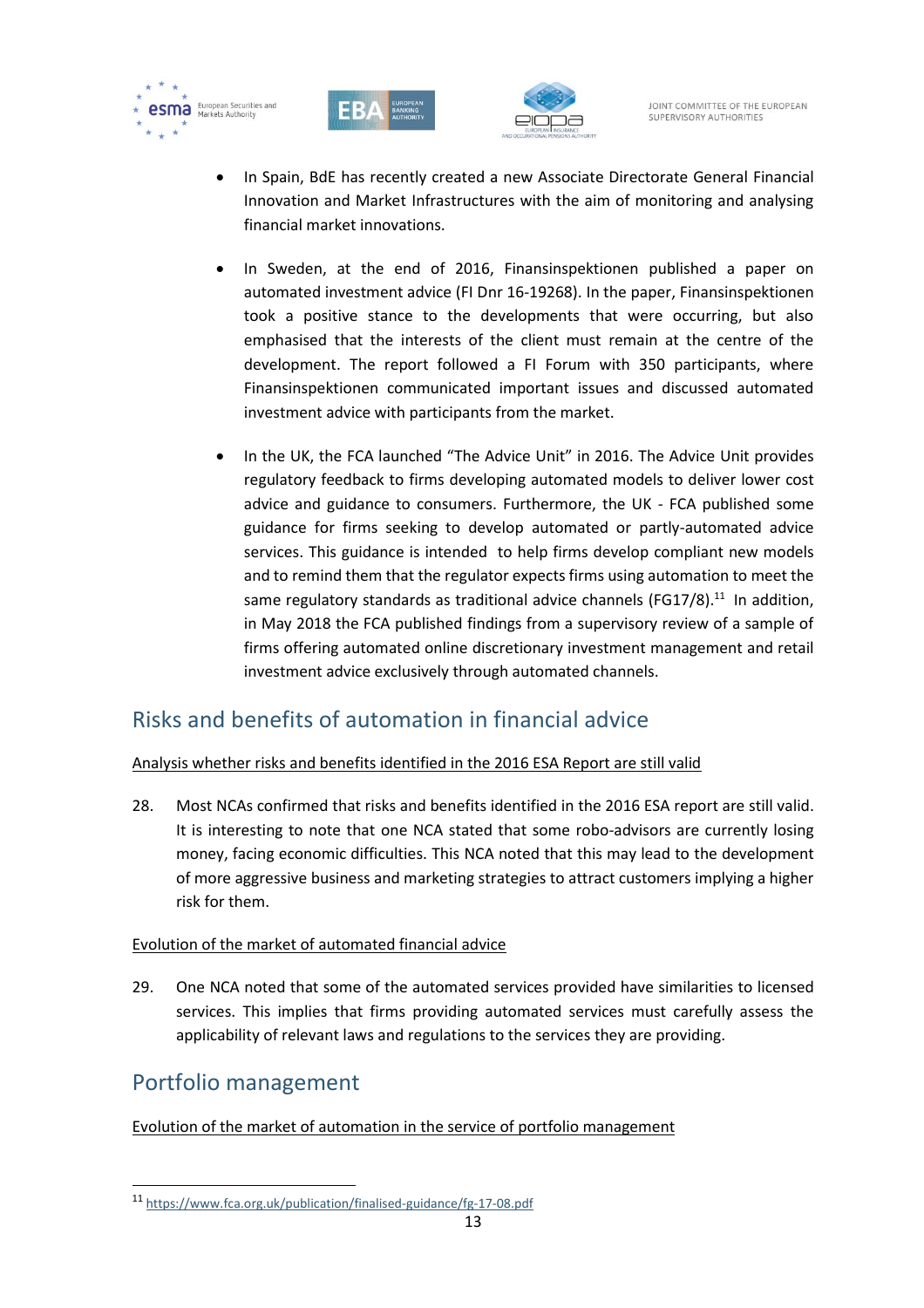- In Spain, BdE has recently created a new Associate Directorate General Financial Innovation and Market Infrastructures with the aim of monitoring and analysing financial market innovations.

- In Sweden, at the end of 2016, Finansinspektionen published a paper on automated investment advice (FI Dnr 16-19268). In the paper, Finansinspektionen took a positive stance to the developments that were occurring, but also emphasised that the interests of the client must remain at the centre of the development. The report followed a FI Forum with 350 participants, where Finansinspektionen communicated important issues and discussed automated investment advice with participants from the market.

- In the UK, the FCA launched "The Advice Unit" in 2016. The Advice Unit provides regulatory feedback to firms developing automated models to deliver lower cost advice and guidance to consumers. Furthermore, the UK - FCA published some guidance for firms seeking to develop automated or partly-automated advice services. This guidance is intended to help firms develop compliant new models and to remind them that the regulator expects firms using automation to meet the same regulatory standards as traditional advice channels (FG17/8).[11] In addition, in May 2018 the FCA published findings from a supervisory review of a sample of firms offering automated online discretionary investment management and retail investment advice exclusively through automated channels.

## Risks and benefits of automation in financial advice

<u>Analysis whether risks and benefits identified in the 2016 ESA Report are still valid</u>

28. Most NCAs confirmed that risks and benefits identified in the 2016 ESA report are still valid. It is interesting to note that one NCA stated that some robo-advisors are currently losing money, facing economic difficulties. This NCA noted that this may lead to the development of more aggressive business and marketing strategies to attract customers implying a higher risk for them.

<u>Evolution of the market of automated financial advice</u>

29. One NCA noted that some of the automated services provided have similarities to licensed services. This implies that firms providing automated services must carefully assess the applicability of relevant laws and regulations to the services they are providing.

## Portfolio management

<u>Evolution of the market of automation in the service of portfolio management</u>

---

[11] https://www.fca.org.uk/publication/finalised-guidance/fg-17-08.pdf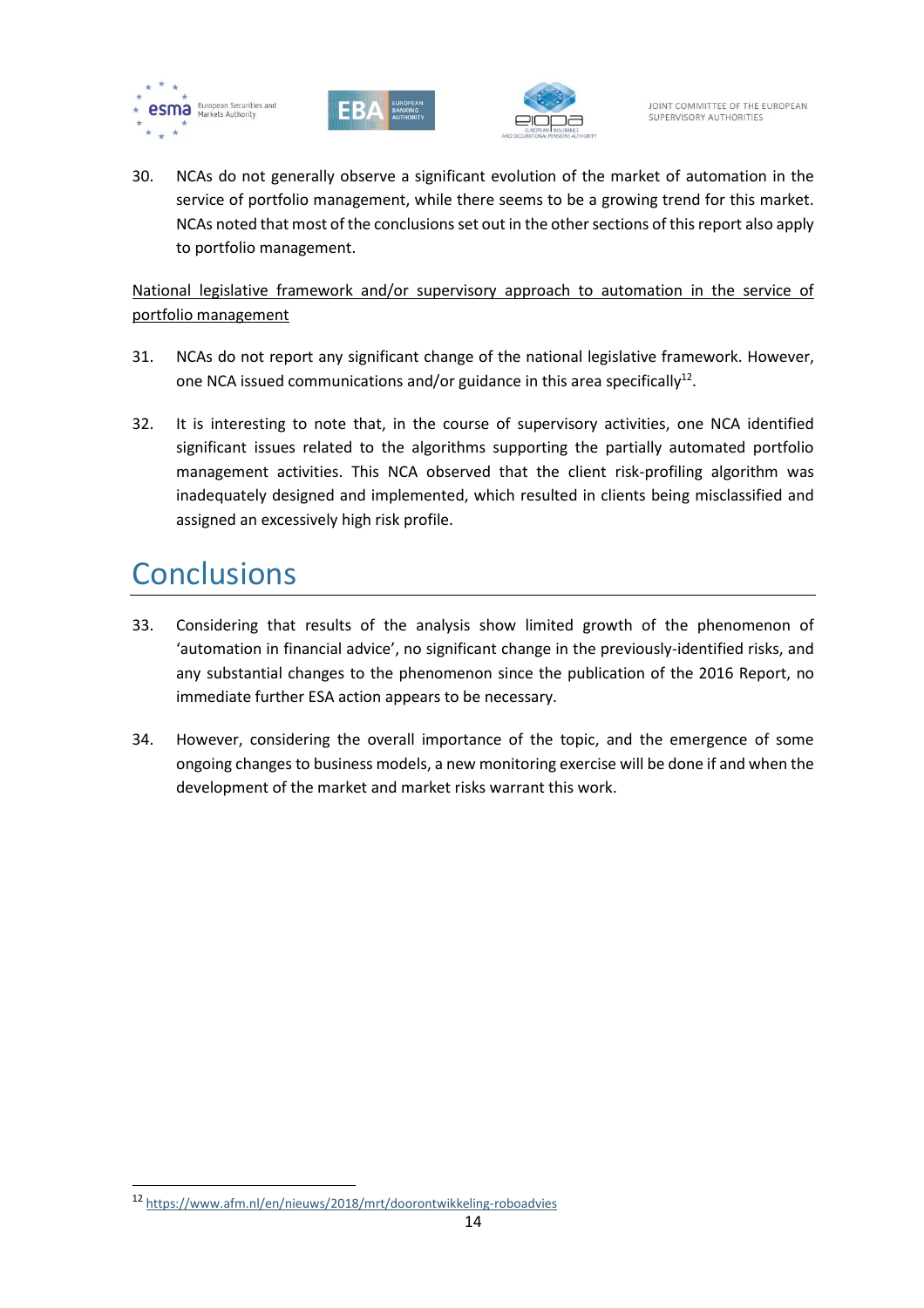30. NCAs do not generally observe a significant evolution of the market of automation in the service of portfolio management, while there seems to be a growing trend for this market. NCAs noted that most of the conclusions set out in the other sections of this report also apply to portfolio management.

National legislative framework and/or supervisory approach to automation in the service of portfolio management

31. NCAs do not report any significant change of the national legislative framework. However, one NCA issued communications and/or guidance in this area specifically[12].

32. It is interesting to note that, in the course of supervisory activities, one NCA identified significant issues related to the algorithms supporting the partially automated portfolio management activities. This NCA observed that the client risk-profiling algorithm was inadequately designed and implemented, which resulted in clients being misclassified and assigned an excessively high risk profile.

# Conclusions

33. Considering that results of the analysis show limited growth of the phenomenon of 'automation in financial advice', no significant change in the previously-identified risks, and any substantial changes to the phenomenon since the publication of the 2016 Report, no immediate further ESA action appears to be necessary.

34. However, considering the overall importance of the topic, and the emergence of some ongoing changes to business models, a new monitoring exercise will be done if and when the development of the market and market risks warrant this work.

[12] https://www.afm.nl/en/nieuws/2018/mrt/doorontwikkeling-roboadvies